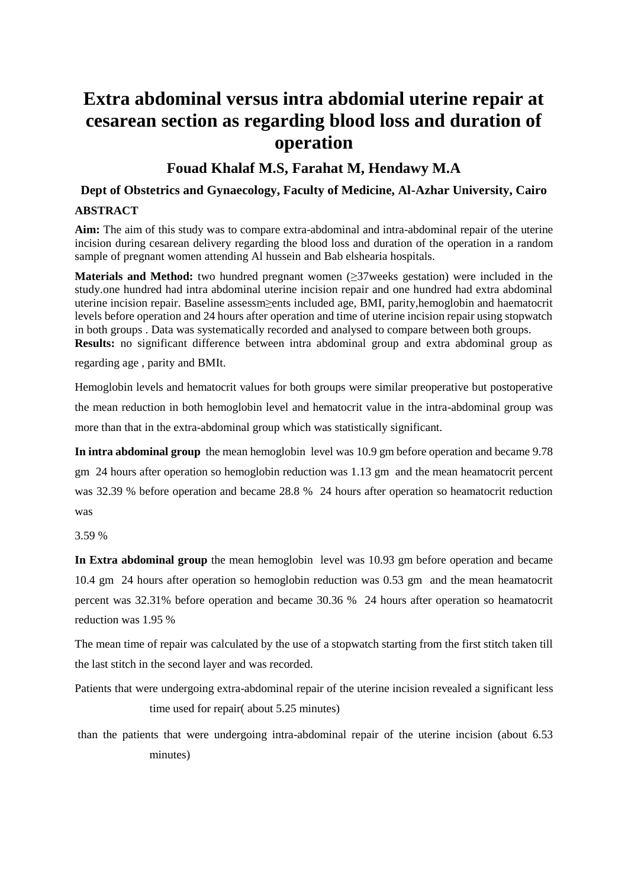# Extra abdominal versus intra abdomial uterine repair at cesarean section as regarding blood loss and duration of operation

## Fouad Khalaf M.S, Farahat M, Hendawy M.A

### Dept of Obstetrics and Gynaecology, Faculty of Medicine, Al-Azhar University, Cairo

**ABSTRACT**

**Aim:** The aim of this study was to compare extra-abdominal and intra-abdominal repair of the uterine incision during cesarean delivery regarding the blood loss and duration of the operation in a random sample of pregnant women attending Al hussein and Bab elshearia hospitals.

**Materials and Method:** two hundred pregnant women (≥37weeks gestation) were included in the study.one hundred had intra abdominal uterine incision repair and one hundred had extra abdominal uterine incision repair. Baseline assessm≥ents included age, BMI, parity,hemoglobin and haematocrit levels before operation and 24 hours after operation and time of uterine incision repair using stopwatch in both groups . Data was systematically recorded and analysed to compare between both groups.

**Results:** no significant difference between intra abdominal group and extra abdominal group as regarding age , parity and BMIt.

Hemoglobin levels and hematocrit values for both groups were similar preoperative but postoperative the mean reduction in both hemoglobin level and hematocrit value in the intra-abdominal group was more than that in the extra-abdominal group which was statistically significant.

**In intra abdominal group** the mean hemoglobin level was 10.9 gm before operation and became 9.78 gm 24 hours after operation so hemoglobin reduction was 1.13 gm and the mean heamatocrit percent was 32.39 % before operation and became 28.8 % 24 hours after operation so heamatocrit reduction was

3.59 %

**In Extra abdominal group** the mean hemoglobin level was 10.93 gm before operation and became 10.4 gm 24 hours after operation so hemoglobin reduction was 0.53 gm and the mean heamatocrit percent was 32.31% before operation and became 30.36 % 24 hours after operation so heamatocrit reduction was 1.95 %

The mean time of repair was calculated by the use of a stopwatch starting from the first stitch taken till the last stitch in the second layer and was recorded.

Patients that were undergoing extra-abdominal repair of the uterine incision revealed a significant less time used for repair( about 5.25 minutes)

than the patients that were undergoing intra-abdominal repair of the uterine incision (about 6.53 minutes)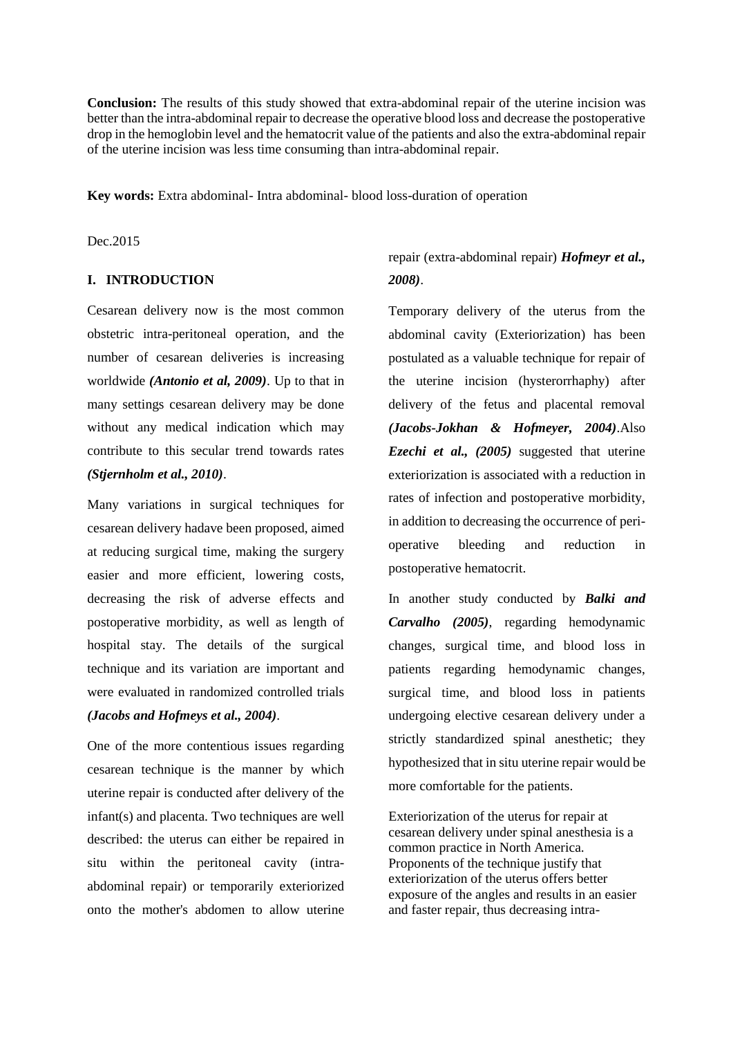**Conclusion:** The results of this study showed that extra-abdominal repair of the uterine incision was better than the intra-abdominal repair to decrease the operative blood loss and decrease the postoperative drop in the hemoglobin level and the hematocrit value of the patients and also the extra-abdominal repair of the uterine incision was less time consuming than intra-abdominal repair.

**Key words:** Extra abdominal- Intra abdominal- blood loss-duration of operation

Dec.2015

## I. INTRODUCTION

Cesarean delivery now is the most common obstetric intra-peritoneal operation, and the number of cesarean deliveries is increasing worldwide ***(Antonio et al, 2009)***. Up to that in many settings cesarean delivery may be done without any medical indication which may contribute to this secular trend towards rates ***(Stjernholm et al., 2010)***.

Many variations in surgical techniques for cesarean delivery hadave been proposed, aimed at reducing surgical time, making the surgery easier and more efficient, lowering costs, decreasing the risk of adverse effects and postoperative morbidity, as well as length of hospital stay. The details of the surgical technique and its variation are important and were evaluated in randomized controlled trials ***(Jacobs and Hofmeys et al., 2004)***.

One of the more contentious issues regarding cesarean technique is the manner by which uterine repair is conducted after delivery of the infant(s) and placenta. Two techniques are well described: the uterus can either be repaired in situ within the peritoneal cavity (intra-abdominal repair) or temporarily exteriorized onto the mother's abdomen to allow uterine repair (extra-abdominal repair) ***Hofmeyr et al., 2008)***.

Temporary delivery of the uterus from the abdominal cavity (Exteriorization) has been postulated as a valuable technique for repair of the uterine incision (hysterorrhaphy) after delivery of the fetus and placental removal ***(Jacobs-Jokhan & Hofmeyer, 2004)***.Also ***Ezechi et al., (2005)*** suggested that uterine exteriorization is associated with a reduction in rates of infection and postoperative morbidity, in addition to decreasing the occurrence of peri-operative bleeding and reduction in postoperative hematocrit.

In another study conducted by ***Balki and Carvalho (2005)***, regarding hemodynamic changes, surgical time, and blood loss in patients regarding hemodynamic changes, surgical time, and blood loss in patients undergoing elective cesarean delivery under a strictly standardized spinal anesthetic; they hypothesized that in situ uterine repair would be more comfortable for the patients.

Exteriorization of the uterus for repair at cesarean delivery under spinal anesthesia is a common practice in North America. Proponents of the technique justify that exteriorization of the uterus offers better exposure of the angles and results in an easier and faster repair, thus decreasing intra-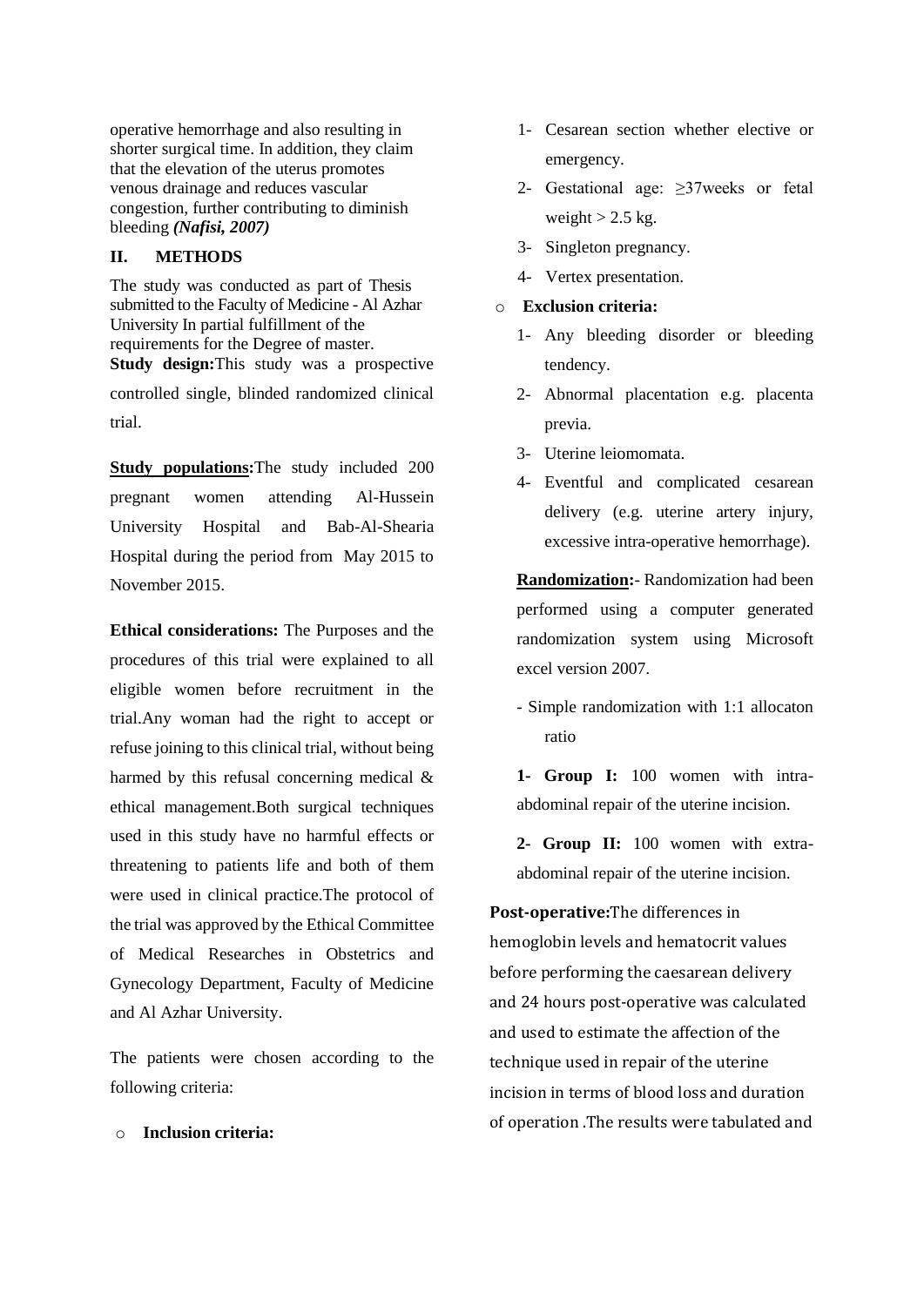operative hemorrhage and also resulting in shorter surgical time. In addition, they claim that the elevation of the uterus promotes venous drainage and reduces vascular congestion, further contributing to diminish bleeding ***(Nafisi, 2007)***

## II. METHODS

The study was conducted as part of Thesis submitted to the Faculty of Medicine - Al Azhar University In partial fulfillment of the requirements for the Degree of master.

**Study design:**This study was a prospective controlled single, blinded randomized clinical trial.

**Study populations:**The study included 200 pregnant women attending Al-Hussein University Hospital and Bab-Al-Shearia Hospital during the period from May 2015 to November 2015.

**Ethical considerations:** The Purposes and the procedures of this trial were explained to all eligible women before recruitment in the trial.Any woman had the right to accept or refuse joining to this clinical trial, without being harmed by this refusal concerning medical & ethical management.Both surgical techniques used in this study have no harmful effects or threatening to patients life and both of them were used in clinical practice.The protocol of the trial was approved by the Ethical Committee of Medical Researches in Obstetrics and Gynecology Department, Faculty of Medicine and Al Azhar University.

The patients were chosen according to the following criteria:

- **Inclusion criteria:**
  1- Cesarean section whether elective or emergency.
  2- Gestational age: ≥37weeks or fetal weight > 2.5 kg.
  3- Singleton pregnancy.
  4- Vertex presentation.
- **Exclusion criteria:**
  1- Any bleeding disorder or bleeding tendency.
  2- Abnormal placentation e.g. placenta previa.
  3- Uterine leiomomata.
  4- Eventful and complicated cesarean delivery (e.g. uterine artery injury, excessive intra-operative hemorrhage).

**Randomization:**- Randomization had been performed using a computer generated randomization system using Microsoft excel version 2007.

- Simple randomization with 1:1 allocaton ratio

**1- Group I:** 100 women with intra-abdominal repair of the uterine incision.

**2- Group II:** 100 women with extra-abdominal repair of the uterine incision.

**Post-operative:**The differences in hemoglobin levels and hematocrit values before performing the caesarean delivery and 24 hours post-operative was calculated and used to estimate the affection of the technique used in repair of the uterine incision in terms of blood loss and duration of operation .The results were tabulated and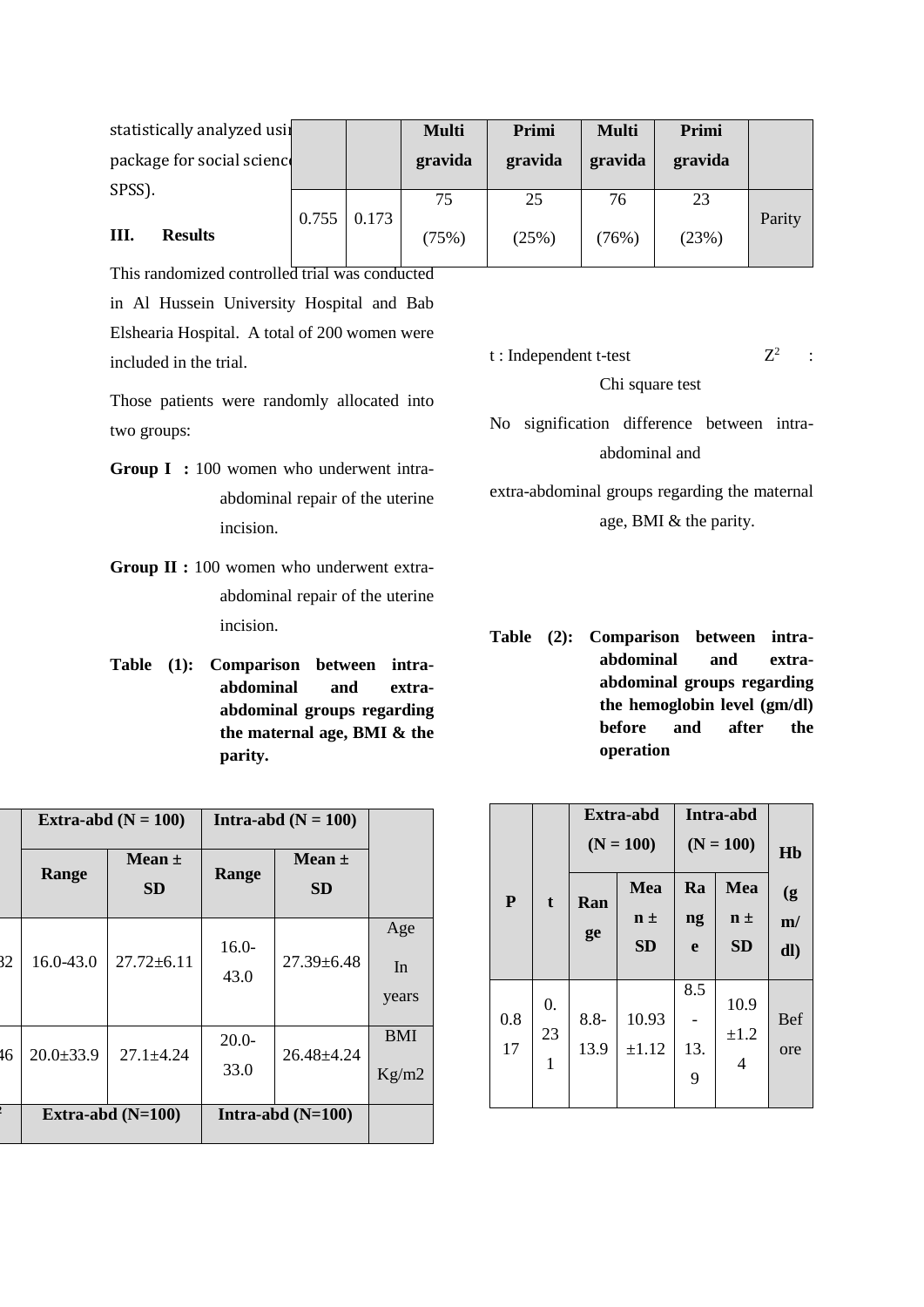statistically analyzed using statistical package for social sciences (SPSS).

### III. Results

This randomized controlled trial was conducted in Al Hussein University Hospital and Bab Elshearia Hospital. A total of 200 women were included in the trial.

Those patients were randomly allocated into two groups:

**Group I :** 100 women who underwent intra-abdominal repair of the uterine incision.

**Group II :** 100 women who underwent extra-abdominal repair of the uterine incision.

**Table (1): Comparison between intra-abdominal and extra-abdominal groups regarding the maternal age, BMI & the parity.**

| | | Extra-abd (N = 100) | | Intra-abd (N = 100) | | |
|---|---|---|---|---|---|---|
| | | Range | Mean ± SD | Range | Mean ± SD | |
| | 32 | 16.0-43.0 | 27.72±6.11 | 16.0-43.0 | 27.39±6.48 | Age In years |
| | 46 | 20.0±33.9 | 27.1±4.24 | 20.0-33.0 | 26.48±4.24 | BMI Kg/m2 |
| | | Extra-abd (N=100) | | Intra-abd (N=100) | | |
| | | Multi gravida | Primi gravida | Multi gravida | Primi gravida | |
| 0.755 | 0.173 | 75 (75%) | 25 (25%) | 76 (76%) | 23 (23%) | Parity |

t : Independent t-test $Z^2$ : Chi square test

No signification difference between intra-abdominal and extra-abdominal groups regarding the maternal age, BMI & the parity.

**Table (2): Comparison between intra-abdominal and extra-abdominal groups regarding the hemoglobin level (gm/dl) before and after the operation**

| P | t | Extra-abd (N = 100) | | Intra-abd (N = 100) | | Hb (gm/dl) |
|---|---|---|---|---|---|---|
| | | Range | Mean ± SD | Range | Mean ± SD | |
| 0.817 | 0.231 | 8.8-13.9 | 10.93 ±1.12 | 8.5-13.9 | 10.9 ±1.24 | Before |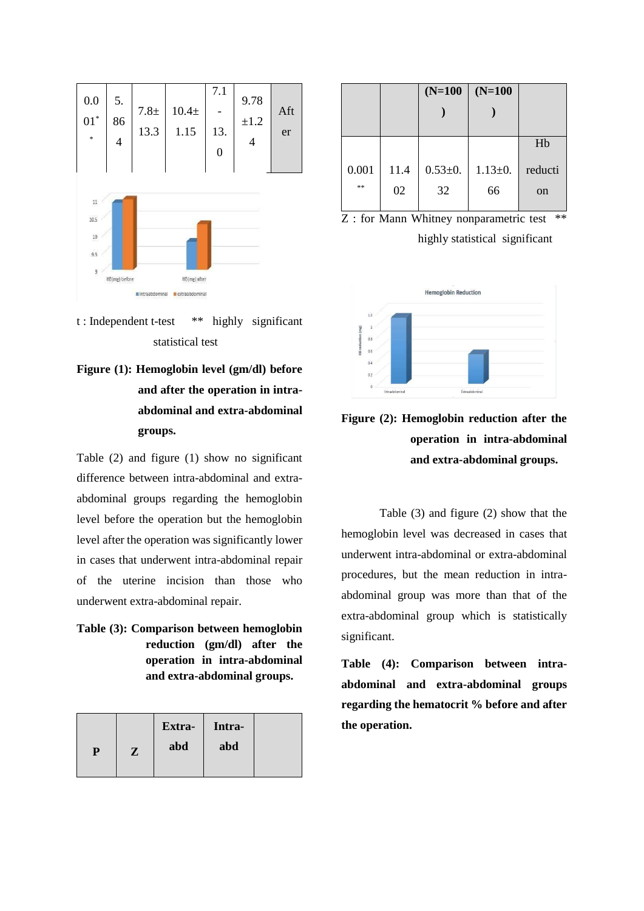| 0.001** | 5.864 | 7.8±13.3 | 10.4±1.15 | 7.1-13.0 | 9.78±1.24 | After |
|---|---|---|---|---|---|---|

t : Independent t-test ** highly significant statistical test

**Figure (1): Hemoglobin level (gm/dl) before and after the operation in intra-abdominal and extra-abdominal groups.**

Table (2) and figure (1) show no significant difference between intra-abdominal and extra-abdominal groups regarding the hemoglobin level before the operation but the hemoglobin level after the operation was significantly lower in cases that underwent intra-abdominal repair of the uterine incision than those who underwent extra-abdominal repair.

**Table (3): Comparison between hemoglobin reduction (gm/dl) after the operation in intra-abdominal and extra-abdominal groups.**

| P | Z | Extra-abd (N=100) | Intra-abd (N=100) | |
|---|---|---|---|---|
| 0.001** | 11.402 | 0.53±0.32 | 1.13±0.66 | Hb reduction |

Z : for Mann Whitney nonparametric test ** highly statistical significant

**Figure (2): Hemoglobin reduction after the operation in intra-abdominal and extra-abdominal groups.**

Table (3) and figure (2) show that the hemoglobin level was decreased in cases that underwent intra-abdominal or extra-abdominal procedures, but the mean reduction in intra-abdominal group was more than that of the extra-abdominal group which is statistically significant.

**Table (4): Comparison between intra-abdominal and extra-abdominal groups regarding the hematocrit % before and after the operation.**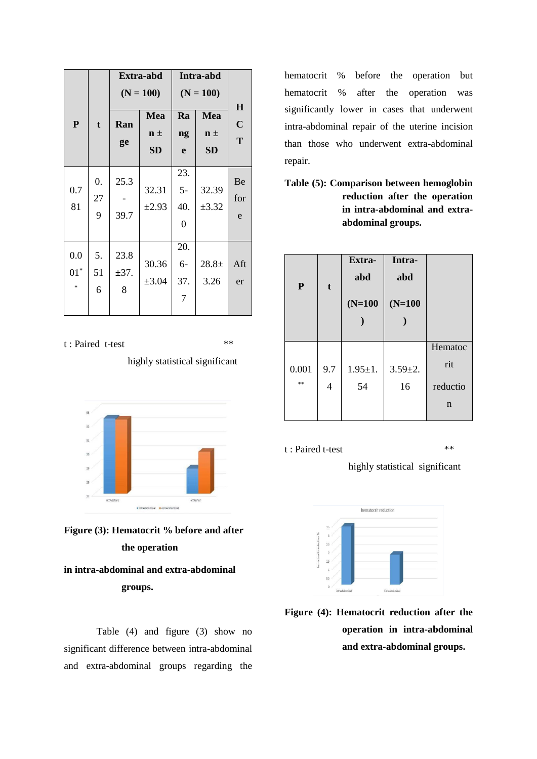| P | t | Extra-abd (N = 100) | | Intra-abd (N = 100) | | HCT |
|---|---|---|---|---|---|---|
| | | Range | Mean ± SD | Range | Mean ± SD | |
| 0.781 | 0.279 | 25.3 - 39.7 | 32.31 ±2.93 | 23.5-40.0 | 32.39 ±3.32 | Before |
| 0.001** | 5.516 | 23.8 ±37.8 | 30.36 ±3.04 | 20.6-37.7 | 28.8± 3.26 | After |

t : Paired t-test ** highly statistical significant

**Figure (3): Hematocrit % before and after the operation in intra-abdominal and extra-abdominal groups.**

Table (4) and figure (3) show no significant difference between intra-abdominal and extra-abdominal groups regarding the hematocrit % before the operation but hematocrit % after the operation was significantly lower in cases that underwent intra-abdominal repair of the uterine incision than those who underwent extra-abdominal repair.

**Table (5): Comparison between hemoglobin reduction after the operation in intra-abdominal and extra-abdominal groups.**

| P | t | Extra-abd (N=100) | Intra-abd (N=100) | |
|---|---|---|---|---|
| 0.001** | 9.74 | 1.95±1.54 | 3.59±2.16 | Hematocrit reduction |

t : Paired t-test ** highly statistical significant

**Figure (4): Hematocrit reduction after the operation in intra-abdominal and extra-abdominal groups.**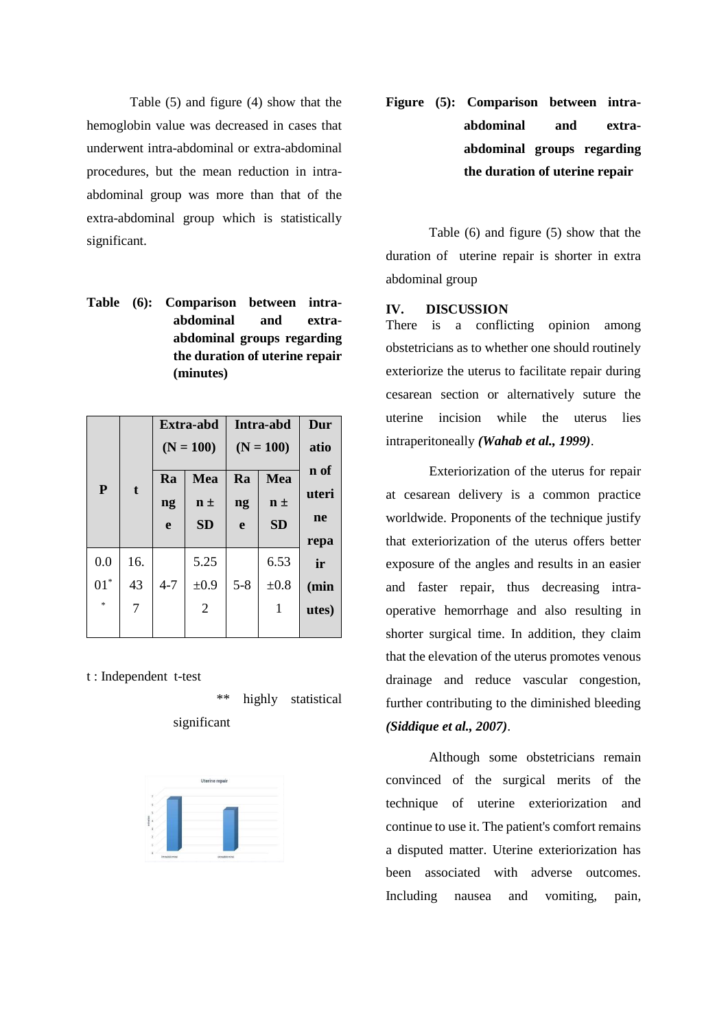Table (5) and figure (4) show that the hemoglobin value was decreased in cases that underwent intra-abdominal or extra-abdominal procedures, but the mean reduction in intra-abdominal group was more than that of the extra-abdominal group which is statistically significant.

**Table (6): Comparison between intra-abdominal and extra-abdominal groups regarding the duration of uterine repair (minutes)**

| P | t | Extra-abd (N = 100) | | Intra-abd (N = 100) | | Duration of uterine repair (minutes) |
|---|---|---|---|---|---|---|
| | | Range | Mean ± SD | Range | Mean ± SD | |
| 0.001** | 16.437 | 4-7 | 5.25 ±0.92 | 5-8 | 6.53 ±0.81 | |

t : Independent t-test

** highly statistical significant

**Figure (5): Comparison between intra-abdominal and extra-abdominal groups regarding the duration of uterine repair**

Table (6) and figure (5) show that the duration of uterine repair is shorter in extra abdominal group

## IV. DISCUSSION

There is a conflicting opinion among obstetricians as to whether one should routinely exteriorize the uterus to facilitate repair during cesarean section or alternatively suture the uterine incision while the uterus lies intraperitoneally ***(Wahab et al., 1999)***.

Exteriorization of the uterus for repair at cesarean delivery is a common practice worldwide. Proponents of the technique justify that exteriorization of the uterus offers better exposure of the angles and results in an easier and faster repair, thus decreasing intra-operative hemorrhage and also resulting in shorter surgical time. In addition, they claim that the elevation of the uterus promotes venous drainage and reduce vascular congestion, further contributing to the diminished bleeding ***(Siddique et al., 2007)***.

Although some obstetricians remain convinced of the surgical merits of the technique of uterine exteriorization and continue to use it. The patient's comfort remains a disputed matter. Uterine exteriorization has been associated with adverse outcomes. Including nausea and vomiting, pain,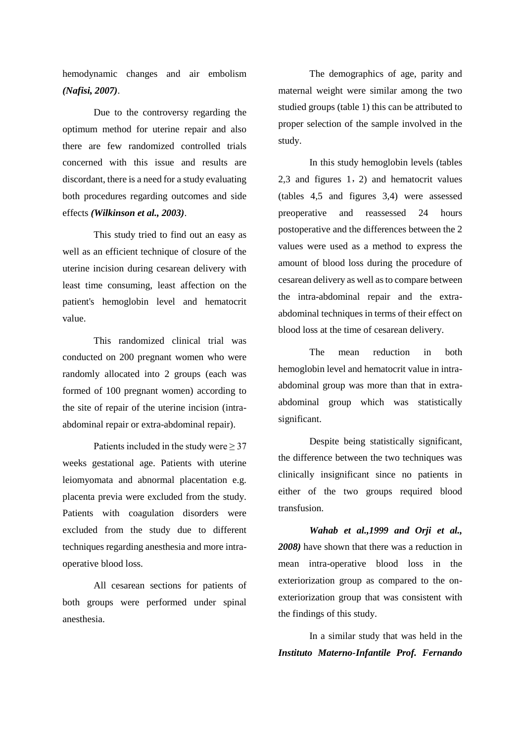hemodynamic changes and air embolism ***(Nafisi, 2007)***.

Due to the controversy regarding the optimum method for uterine repair and also there are few randomized controlled trials concerned with this issue and results are discordant, there is a need for a study evaluating both procedures regarding outcomes and side effects ***(Wilkinson et al., 2003)***.

This study tried to find out an easy as well as an efficient technique of closure of the uterine incision during cesarean delivery with least time consuming, least affection on the patient's hemoglobin level and hematocrit value.

This randomized clinical trial was conducted on 200 pregnant women who were randomly allocated into 2 groups (each was formed of 100 pregnant women) according to the site of repair of the uterine incision (intra-abdominal repair or extra-abdominal repair).

Patients included in the study were ≥ 37 weeks gestational age. Patients with uterine leiomyomata and abnormal placentation e.g. placenta previa were excluded from the study. Patients with coagulation disorders were excluded from the study due to different techniques regarding anesthesia and more intra-operative blood loss.

All cesarean sections for patients of both groups were performed under spinal anesthesia.

The demographics of age, parity and maternal weight were similar among the two studied groups (table 1) this can be attributed to proper selection of the sample involved in the study.

In this study hemoglobin levels (tables 2,3 and figures 1，2) and hematocrit values (tables 4,5 and figures 3,4) were assessed preoperative and reassessed 24 hours postoperative and the differences between the 2 values were used as a method to express the amount of blood loss during the procedure of cesarean delivery as well as to compare between the intra-abdominal repair and the extra-abdominal techniques in terms of their effect on blood loss at the time of cesarean delivery.

The mean reduction in both hemoglobin level and hematocrit value in intra-abdominal group was more than that in extra-abdominal group which was statistically significant.

Despite being statistically significant, the difference between the two techniques was clinically insignificant since no patients in either of the two groups required blood transfusion.

***Wahab et al.,1999 and Orji et al., 2008)*** have shown that there was a reduction in mean intra-operative blood loss in the exteriorization group as compared to the on-exteriorization group that was consistent with the findings of this study.

In a similar study that was held in the ***Instituto Materno-Infantile Prof. Fernando***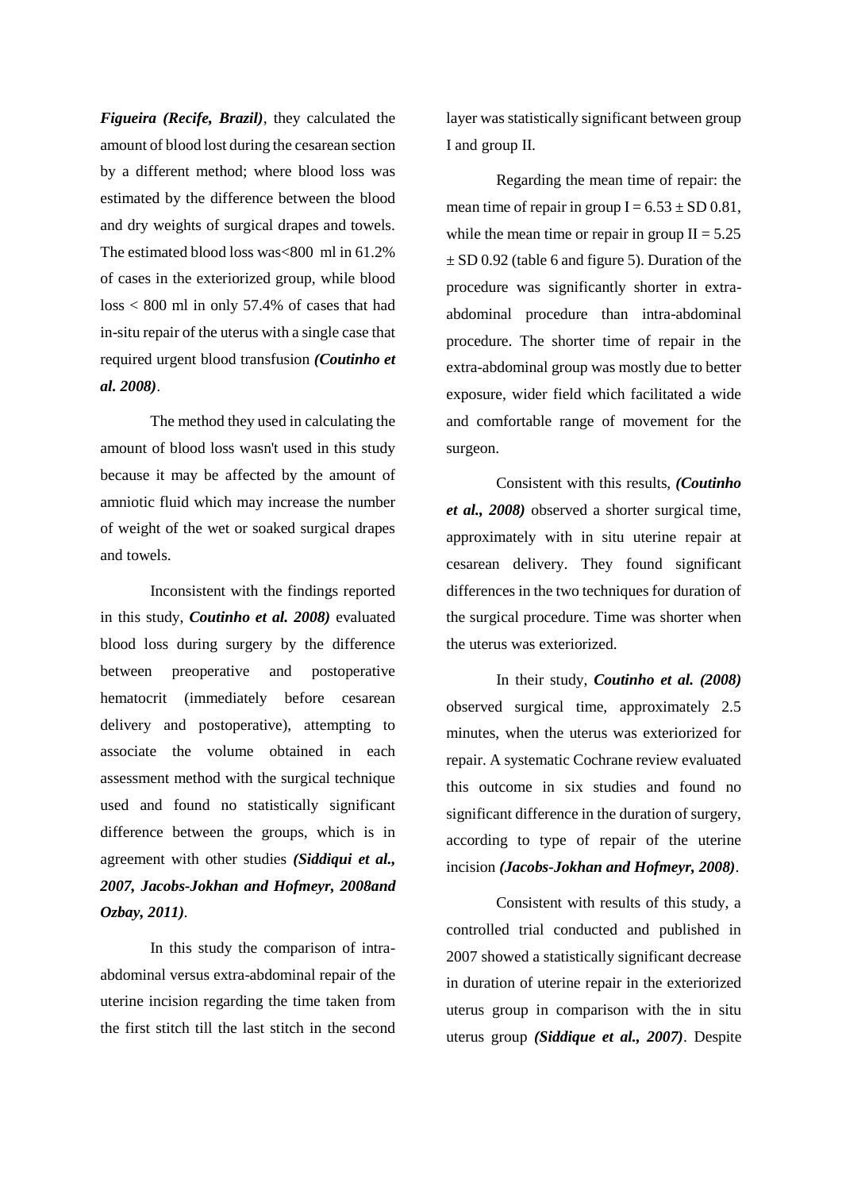***Figueira (Recife, Brazil)***, they calculated the amount of blood lost during the cesarean section by a different method; where blood loss was estimated by the difference between the blood and dry weights of surgical drapes and towels. The estimated blood loss was<800 ml in 61.2% of cases in the exteriorized group, while blood loss < 800 ml in only 57.4% of cases that had in-situ repair of the uterus with a single case that required urgent blood transfusion ***(Coutinho et al. 2008)***.

The method they used in calculating the amount of blood loss wasn't used in this study because it may be affected by the amount of amniotic fluid which may increase the number of weight of the wet or soaked surgical drapes and towels.

Inconsistent with the findings reported in this study, ***Coutinho et al. 2008)*** evaluated blood loss during surgery by the difference between preoperative and postoperative hematocrit (immediately before cesarean delivery and postoperative), attempting to associate the volume obtained in each assessment method with the surgical technique used and found no statistically significant difference between the groups, which is in agreement with other studies ***(Siddiqui et al., 2007, Jacobs-Jokhan and Hofmeyr, 2008and Ozbay, 2011)***.

In this study the comparison of intra-abdominal versus extra-abdominal repair of the uterine incision regarding the time taken from the first stitch till the last stitch in the second layer was statistically significant between group I and group II.

Regarding the mean time of repair: the mean time of repair in group I = 6.53 ± SD 0.81, while the mean time or repair in group II = 5.25 ± SD 0.92 (table 6 and figure 5). Duration of the procedure was significantly shorter in extra-abdominal procedure than intra-abdominal procedure. The shorter time of repair in the extra-abdominal group was mostly due to better exposure, wider field which facilitated a wide and comfortable range of movement for the surgeon.

Consistent with this results, ***(Coutinho et al., 2008)*** observed a shorter surgical time, approximately with in situ uterine repair at cesarean delivery. They found significant differences in the two techniques for duration of the surgical procedure. Time was shorter when the uterus was exteriorized.

In their study, ***Coutinho et al. (2008)*** observed surgical time, approximately 2.5 minutes, when the uterus was exteriorized for repair. A systematic Cochrane review evaluated this outcome in six studies and found no significant difference in the duration of surgery, according to type of repair of the uterine incision ***(Jacobs-Jokhan and Hofmeyr, 2008)***.

Consistent with results of this study, a controlled trial conducted and published in 2007 showed a statistically significant decrease in duration of uterine repair in the exteriorized uterus group in comparison with the in situ uterus group ***(Siddique et al., 2007)***. Despite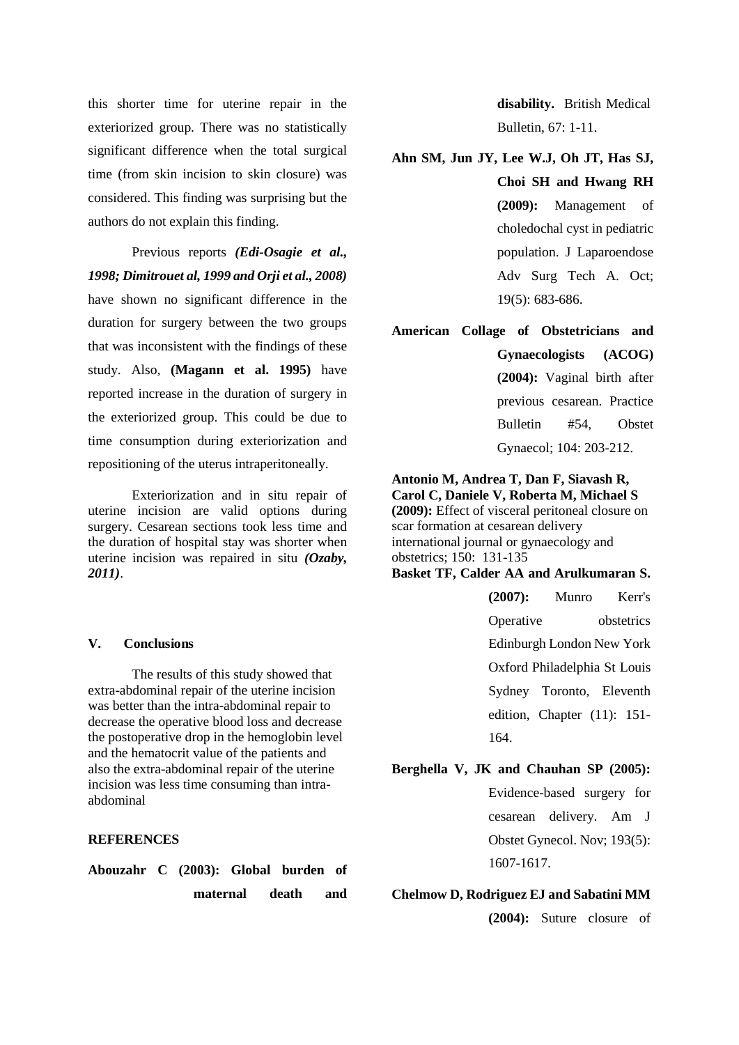this shorter time for uterine repair in the exteriorized group. There was no statistically significant difference when the total surgical time (from skin incision to skin closure) was considered. This finding was surprising but the authors do not explain this finding.

Previous reports ***(Edi-Osagie et al., 1998; Dimitrouet al, 1999 and Orji et al., 2008)*** have shown no significant difference in the duration for surgery between the two groups that was inconsistent with the findings of these study. Also, **(Magann et al. 1995)** have reported increase in the duration of surgery in the exteriorized group. This could be due to time consumption during exteriorization and repositioning of the uterus intraperitoneally.

Exteriorization and in situ repair of uterine incision are valid options during surgery. Cesarean sections took less time and the duration of hospital stay was shorter when uterine incision was repaired in situ ***(Ozaby, 2011)***.

## V. Conclusions

The results of this study showed that extra-abdominal repair of the uterine incision was better than the intra-abdominal repair to decrease the operative blood loss and decrease the postoperative drop in the hemoglobin level and the hematocrit value of the patients and also the extra-abdominal repair of the uterine incision was less time consuming than intra-abdominal

## REFERENCES

**Abouzahr C (2003): Global burden of maternal death and disability.** British Medical Bulletin, 67: 1-11.

**Ahn SM, Jun JY, Lee W.J, Oh JT, Has SJ, Choi SH and Hwang RH (2009):** Management of choledochal cyst in pediatric population. J Laparoendose Adv Surg Tech A. Oct; 19(5): 683-686.

**American Collage of Obstetricians and Gynaecologists (ACOG) (2004):** Vaginal birth after previous cesarean. Practice Bulletin #54, Obstet Gynaecol; 104: 203-212.

**Antonio M, Andrea T, Dan F, Siavash R, Carol C, Daniele V, Roberta M, Michael S (2009):** Effect of visceral peritoneal closure on scar formation at cesarean delivery international journal or gynaecology and obstetrics; 150: 131-135

**Basket TF, Calder AA and Arulkumaran S. (2007):** Munro Kerr's Operative obstetrics Edinburgh London New York Oxford Philadelphia St Louis Sydney Toronto, Eleventh edition, Chapter (11): 151-164.

**Berghella V, JK and Chauhan SP (2005):** Evidence-based surgery for cesarean delivery. Am J Obstet Gynecol. Nov; 193(5): 1607-1617.

**Chelmow D, Rodriguez EJ and Sabatini MM (2004):** Suture closure of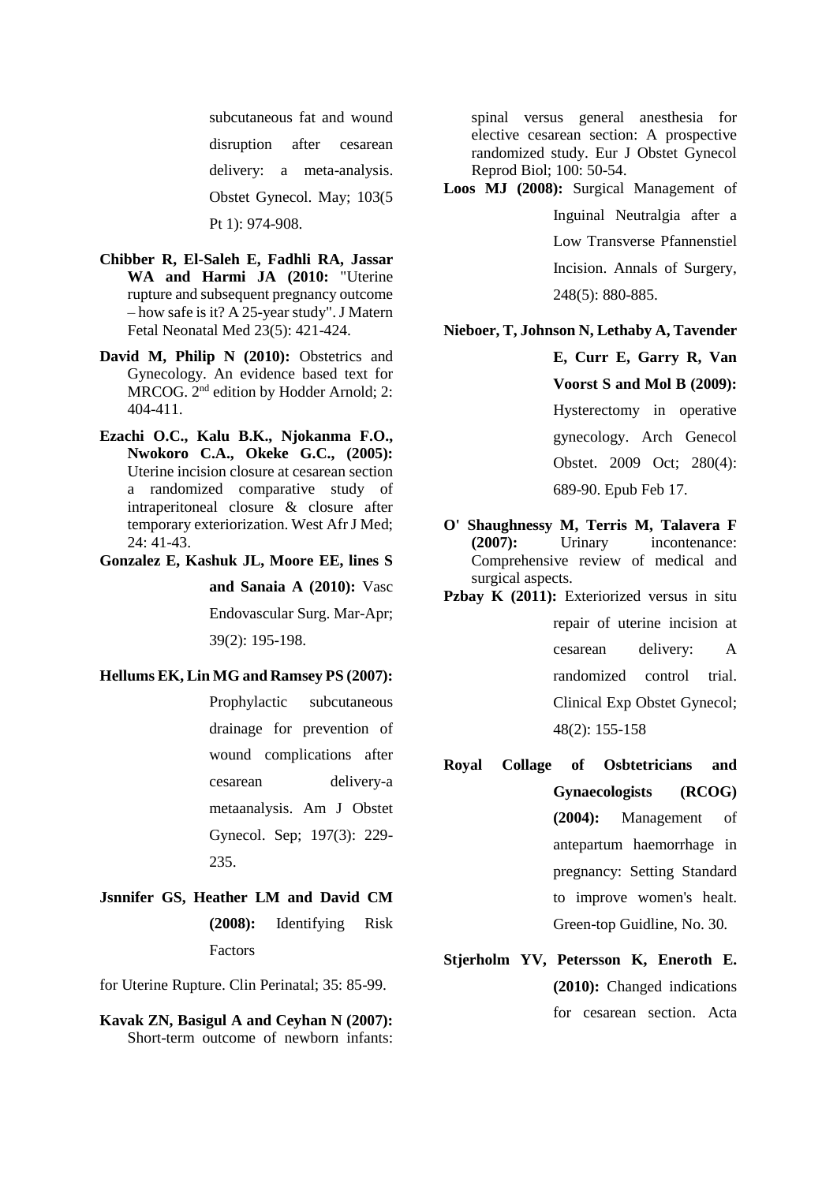subcutaneous fat and wound disruption after cesarean delivery: a meta-analysis. Obstet Gynecol. May; 103(5 Pt 1): 974-908.

**Chibber R, El-Saleh E, Fadhli RA, Jassar WA and Harmi JA (2010:** "Uterine rupture and subsequent pregnancy outcome – how safe is it? A 25-year study". J Matern Fetal Neonatal Med 23(5): 421-424.

**David M, Philip N (2010):** Obstetrics and Gynecology. An evidence based text for MRCOG. 2nd edition by Hodder Arnold; 2: 404-411.

**Ezachi O.C., Kalu B.K., Njokanma F.O., Nwokoro C.A., Okeke G.C., (2005):** Uterine incision closure at cesarean section a randomized comparative study of intraperitoneal closure & closure after temporary exteriorization. West Afr J Med; 24: 41-43.

**Gonzalez E, Kashuk JL, Moore EE, lines S and Sanaia A (2010):** Vasc Endovascular Surg. Mar-Apr; 39(2): 195-198.

**Hellums EK, Lin MG and Ramsey PS (2007):** Prophylactic subcutaneous drainage for prevention of wound complications after cesarean delivery-a metaanalysis. Am J Obstet Gynecol. Sep; 197(3): 229-235.

**Jsnnifer GS, Heather LM and David CM (2008):** Identifying Risk Factors for Uterine Rupture. Clin Perinatal; 35: 85-99.

**Kavak ZN, Basigul A and Ceyhan N (2007):** Short-term outcome of newborn infants: spinal versus general anesthesia for elective cesarean section: A prospective randomized study. Eur J Obstet Gynecol Reprod Biol; 100: 50-54.

**Loos MJ (2008):** Surgical Management of Inguinal Neutralgia after a Low Transverse Pfannenstiel Incision. Annals of Surgery, 248(5): 880-885.

**Nieboer, T, Johnson N, Lethaby A, Tavender E, Curr E, Garry R, Van Voorst S and Mol B (2009):** Hysterectomy in operative gynecology. Arch Genecol Obstet. 2009 Oct; 280(4): 689-90. Epub Feb 17.

**O' Shaughnessy M, Terris M, Talavera F (2007):** Urinary incontenance: Comprehensive review of medical and surgical aspects.

**Pzbay K (2011):** Exteriorized versus in situ repair of uterine incision at cesarean delivery: A randomized control trial. Clinical Exp Obstet Gynecol; 48(2): 155-158

**Royal Collage of Osbtetricians and Gynaecologists (RCOG) (2004):** Management of antepartum haemorrhage in pregnancy: Setting Standard to improve women's healt. Green-top Guidline, No. 30.

**Stjerholm YV, Petersson K, Eneroth E. (2010):** Changed indications for cesarean section. Acta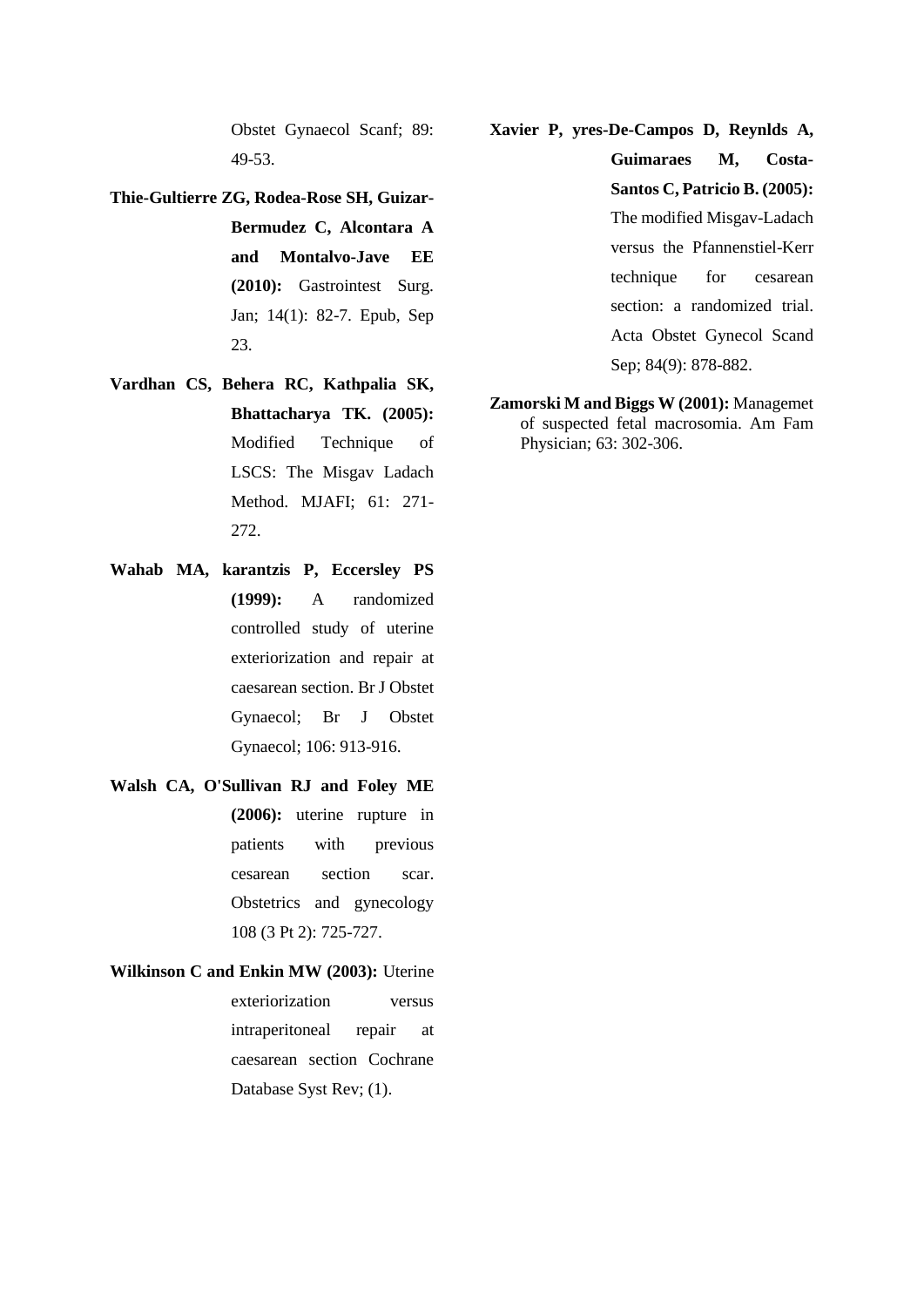Obstet Gynaecol Scanf; 89: 49-53.

**Thie-Gultierre ZG, Rodea-Rose SH, Guizar-Bermudez C, Alcontara A and Montalvo-Jave EE (2010):** Gastrointest Surg. Jan; 14(1): 82-7. Epub, Sep 23.

**Vardhan CS, Behera RC, Kathpalia SK, Bhattacharya TK. (2005):** Modified Technique of LSCS: The Misgav Ladach Method. MJAFI; 61: 271-272.

**Wahab MA, karantzis P, Eccersley PS (1999):** A randomized controlled study of uterine exteriorization and repair at caesarean section. Br J Obstet Gynaecol; Br J Obstet Gynaecol; 106: 913-916.

**Walsh CA, O'Sullivan RJ and Foley ME (2006):** uterine rupture in patients with previous cesarean section scar. Obstetrics and gynecology 108 (3 Pt 2): 725-727.

**Wilkinson C and Enkin MW (2003):** Uterine exteriorization versus intraperitoneal repair at caesarean section Cochrane Database Syst Rev; (1).

**Xavier P, yres-De-Campos D, Reynlds A, Guimaraes M, Costa-Santos C, Patricio B. (2005):** The modified Misgav-Ladach versus the Pfannenstiel-Kerr technique for cesarean section: a randomized trial. Acta Obstet Gynecol Scand Sep; 84(9): 878-882.

**Zamorski M and Biggs W (2001):** Managemet of suspected fetal macrosomia. Am Fam Physician; 63: 302-306.